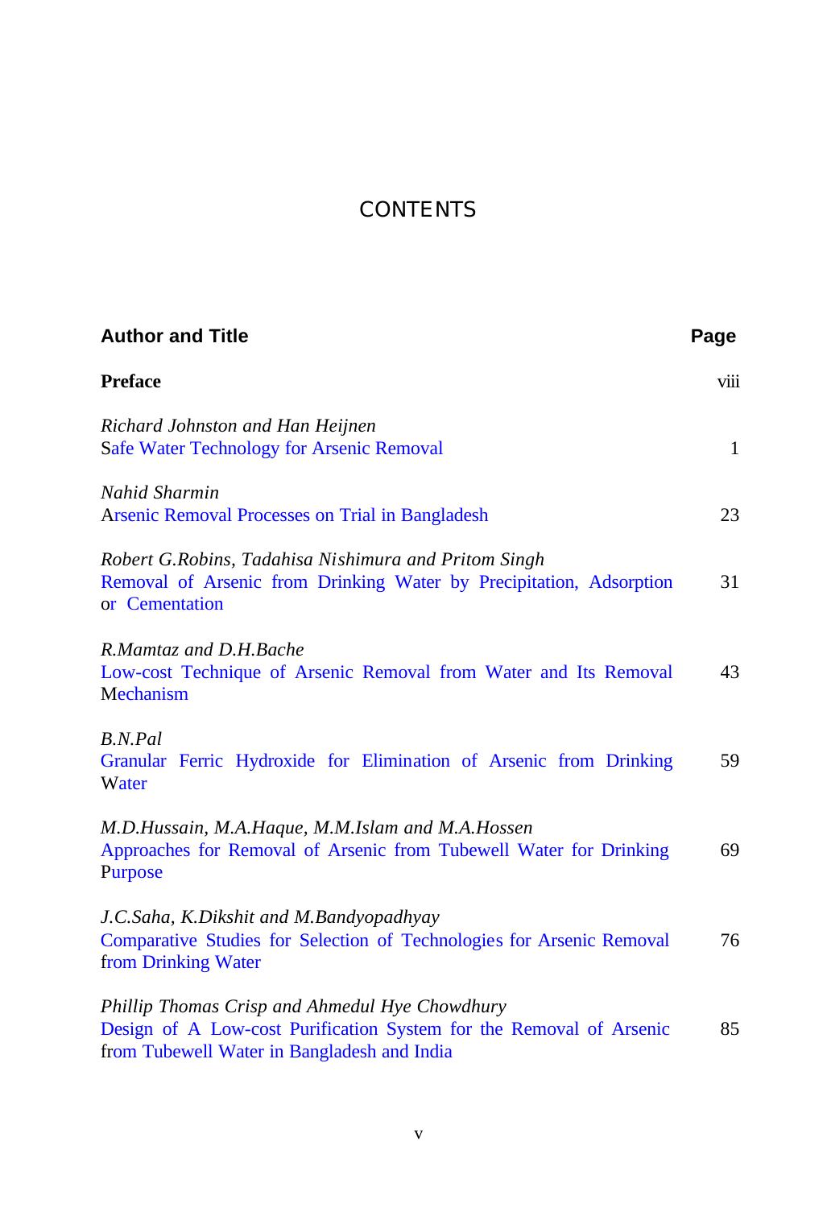# CONTENTS

| **Author and Title** | **Page** |
|---|---|
| **Preface** | viii |
| *Richard Johnston and Han Heijnen*<br>Safe Water Technology for Arsenic Removal | 1 |
| *Nahid Sharmin*<br>Arsenic Removal Processes on Trial in Bangladesh | 23 |
| *Robert G.Robins, Tadahisa Nishimura and Pritom Singh*<br>Removal of Arsenic from Drinking Water by Precipitation, Adsorption or Cementation | 31 |
| *R.Mamtaz and D.H.Bache*<br>Low-cost Technique of Arsenic Removal from Water and Its Removal Mechanism | 43 |
| *B.N.Pal*<br>Granular Ferric Hydroxide for Elimination of Arsenic from Drinking Water | 59 |
| *M.D.Hussain, M.A.Haque, M.M.Islam and M.A.Hossen*<br>Approaches for Removal of Arsenic from Tubewell Water for Drinking Purpose | 69 |
| *J.C.Saha, K.Dikshit and M.Bandyopadhyay*<br>Comparative Studies for Selection of Technologies for Arsenic Removal from Drinking Water | 76 |
| *Phillip Thomas Crisp and Ahmedul Hye Chowdhury*<br>Design of A Low-cost Purification System for the Removal of Arsenic from Tubewell Water in Bangladesh and India | 85 |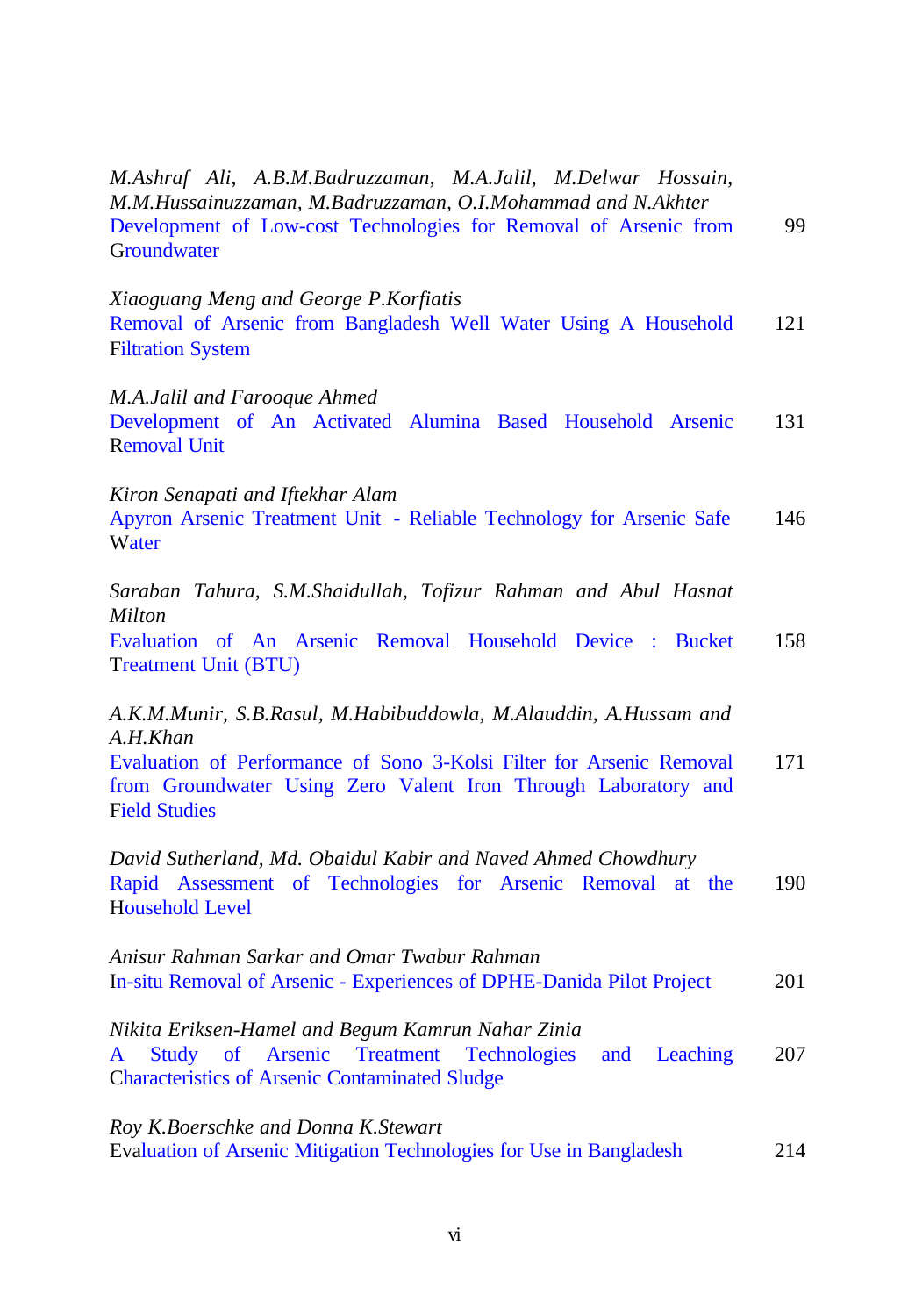*M.Ashraf Ali, A.B.M.Badruzzaman, M.A.Jalil, M.Delwar Hossain, M.M.Hussainuzzaman, M.Badruzzaman, O.I.Mohammad and N.Akhter*
Development of Low-cost Technologies for Removal of Arsenic from Groundwater — 99

*Xiaoguang Meng and George P.Korfiatis*
Removal of Arsenic from Bangladesh Well Water Using A Household Filtration System — 121

*M.A.Jalil and Farooque Ahmed*
Development of An Activated Alumina Based Household Arsenic Removal Unit — 131

*Kiron Senapati and Iftekhar Alam*
Apyron Arsenic Treatment Unit - Reliable Technology for Arsenic Safe Water — 146

*Saraban Tahura, S.M.Shaidullah, Tofizur Rahman and Abul Hasnat Milton*
Evaluation of An Arsenic Removal Household Device : Bucket Treatment Unit (BTU) — 158

*A.K.M.Munir, S.B.Rasul, M.Habibuddowla, M.Alauddin, A.Hussam and A.H.Khan*
Evaluation of Performance of Sono 3-Kolsi Filter for Arsenic Removal from Groundwater Using Zero Valent Iron Through Laboratory and Field Studies — 171

*David Sutherland, Md. Obaidul Kabir and Naved Ahmed Chowdhury*
Rapid Assessment of Technologies for Arsenic Removal at the Household Level — 190

*Anisur Rahman Sarkar and Omar Twabur Rahman*
In-situ Removal of Arsenic - Experiences of DPHE-Danida Pilot Project — 201

*Nikita Eriksen-Hamel and Begum Kamrun Nahar Zinia*
A Study of Arsenic Treatment Technologies and Leaching Characteristics of Arsenic Contaminated Sludge — 207

*Roy K.Boerschke and Donna K.Stewart*
Evaluation of Arsenic Mitigation Technologies for Use in Bangladesh — 214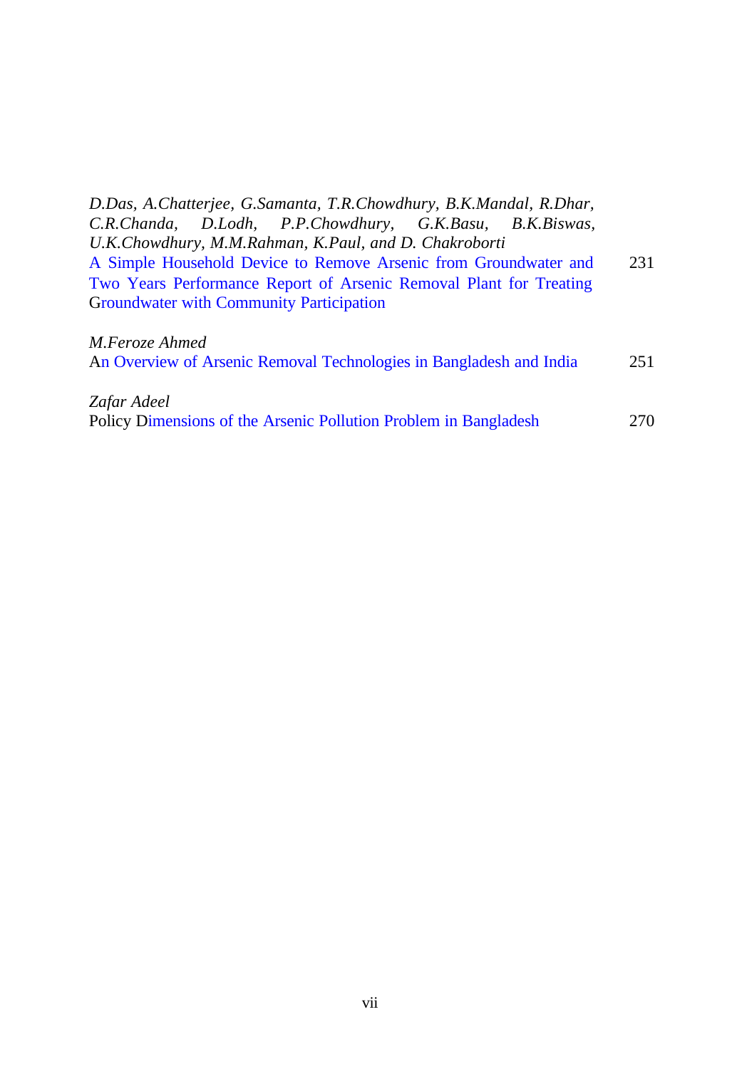*D.Das, A.Chatterjee, G.Samanta, T.R.Chowdhury, B.K.Mandal, R.Dhar, C.R.Chanda, D.Lodh, P.P.Chowdhury, G.K.Basu, B.K.Biswas, U.K.Chowdhury, M.M.Rahman, K.Paul, and D. Chakroborti*
A Simple Household Device to Remove Arsenic from Groundwater and Two Years Performance Report of Arsenic Removal Plant for Treating Groundwater with Community Participation 231

*M.Feroze Ahmed*
An Overview of Arsenic Removal Technologies in Bangladesh and India 251

*Zafar Adeel*
Policy Dimensions of the Arsenic Pollution Problem in Bangladesh 270